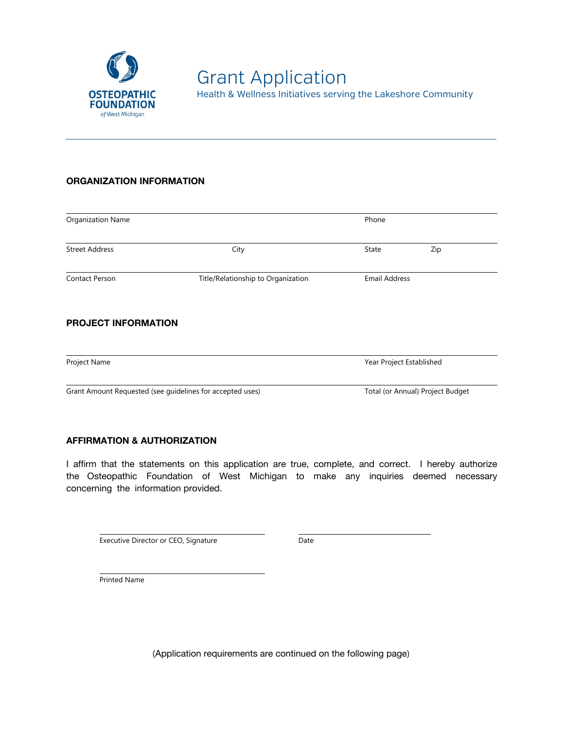**OSTEOPATHIC FOUNDATION** *of West Michigan*

# Grant Application

Health & Wellness Initiatives serving the Lakeshore Community

---

## ORGANIZATION INFORMATION

| Organization Name | | Phone | |
|---|---|---|---|
| Street Address | City | State | Zip |
| Contact Person | Title/Relationship to Organization | Email Address | |

## PROJECT INFORMATION

| Project Name | Year Project Established |
|---|---|
| Grant Amount Requested (see guidelines for accepted uses) | Total (or Annual) Project Budget |

## AFFIRMATION & AUTHORIZATION

I affirm that the statements on this application are true, complete, and correct. I hereby authorize the Osteopathic Foundation of West Michigan to make any inquiries deemed necessary concerning the information provided.

______________________________ ______________________________

Executive Director or CEO, Signature Date

______________________________

Printed Name

(Application requirements are continued on the following page)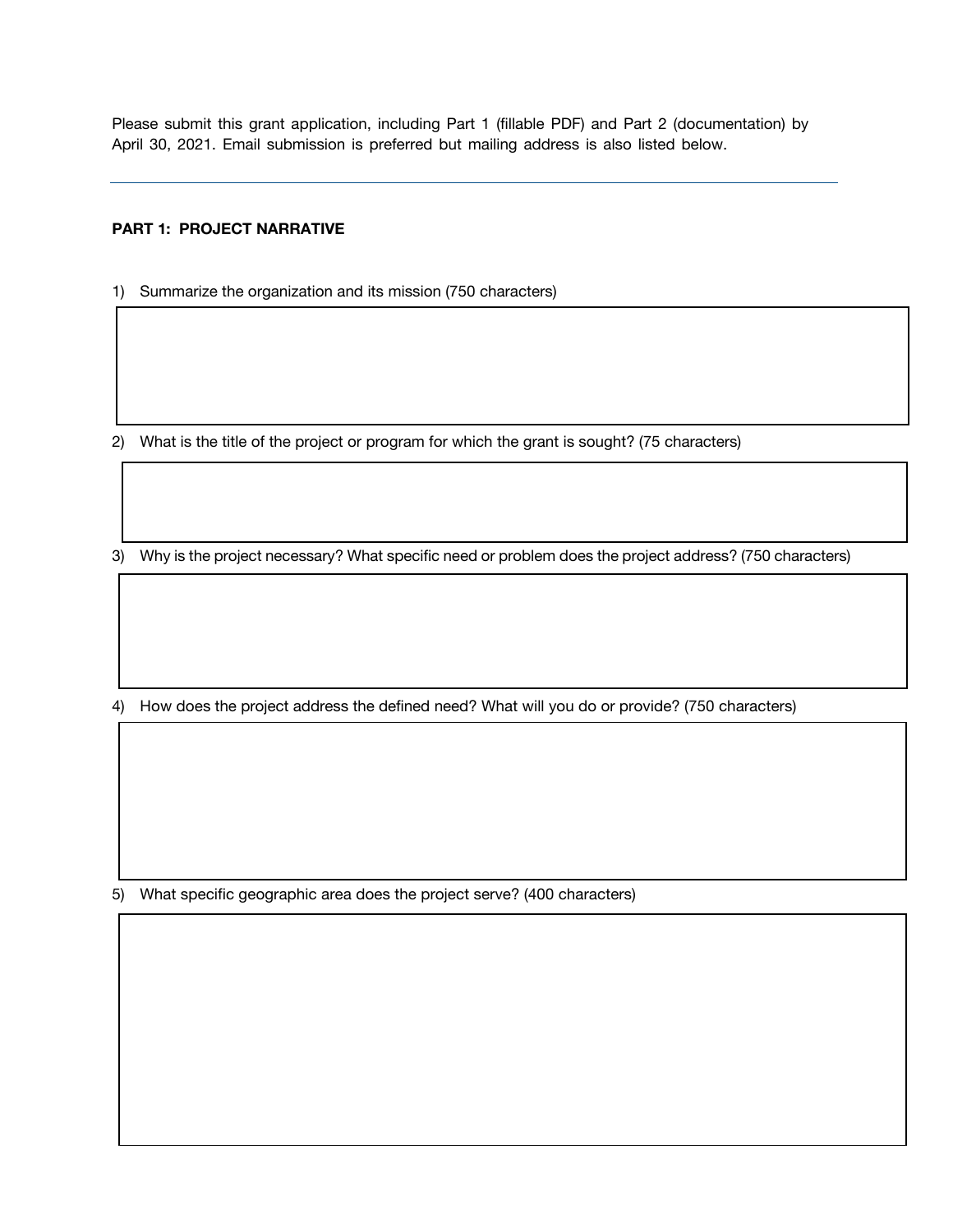Please submit this grant application, including Part 1 (fillable PDF) and Part 2 (documentation) by April 30, 2021. Email submission is preferred but mailing address is also listed below.

---

**PART 1: PROJECT NARRATIVE**

1) Summarize the organization and its mission (750 characters)

2) What is the title of the project or program for which the grant is sought? (75 characters)

3) Why is the project necessary? What specific need or problem does the project address? (750 characters)

4) How does the project address the defined need? What will you do or provide? (750 characters)

5) What specific geographic area does the project serve? (400 characters)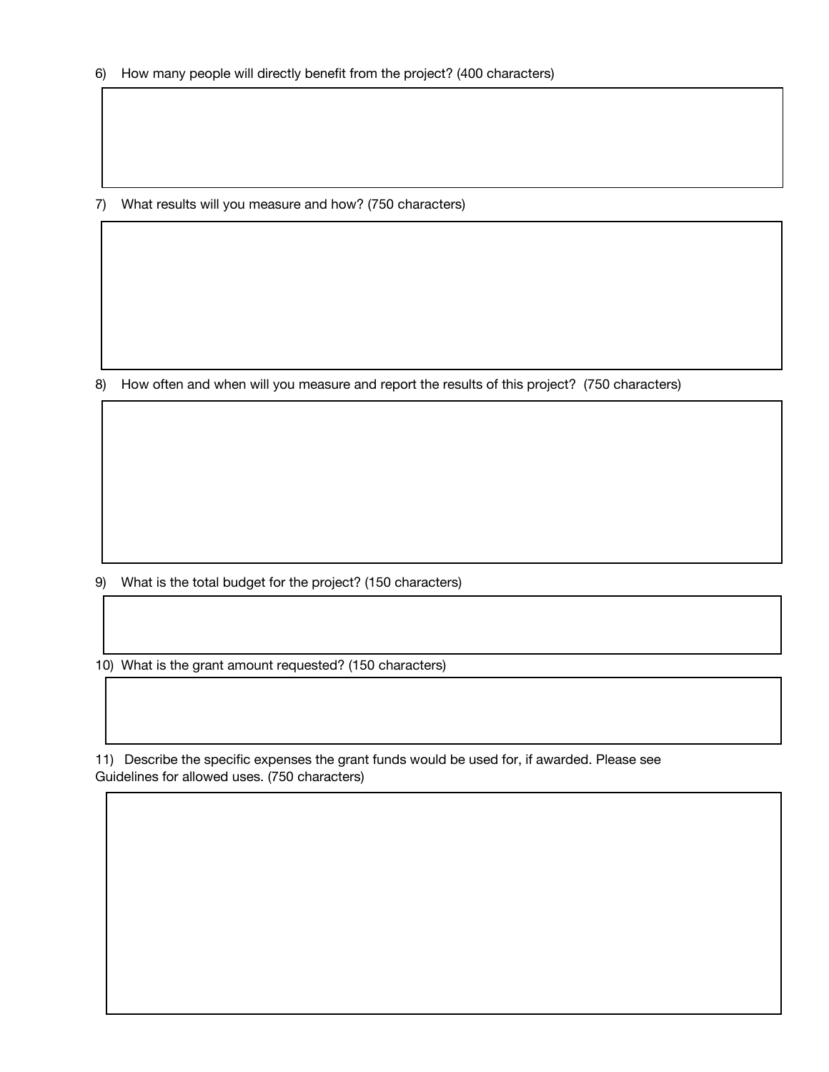6) How many people will directly benefit from the project? (400 characters)

7) What results will you measure and how? (750 characters)

8) How often and when will you measure and report the results of this project? (750 characters)

9) What is the total budget for the project? (150 characters)

10) What is the grant amount requested? (150 characters)

11) Describe the specific expenses the grant funds would be used for, if awarded. Please see Guidelines for allowed uses. (750 characters)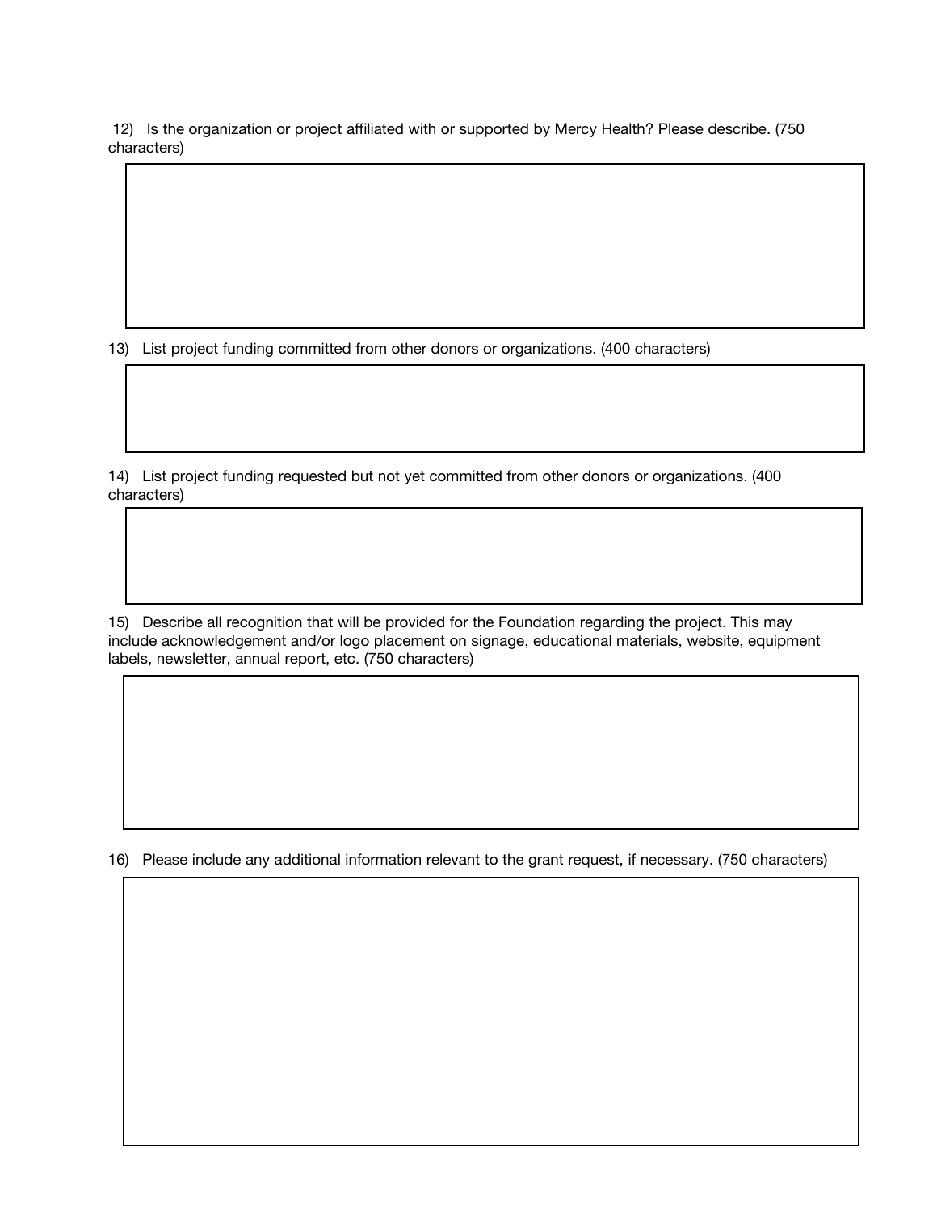12) Is the organization or project affiliated with or supported by Mercy Health? Please describe. (750 characters)

13) List project funding committed from other donors or organizations. (400 characters)

14) List project funding requested but not yet committed from other donors or organizations. (400 characters)

15) Describe all recognition that will be provided for the Foundation regarding the project. This may include acknowledgement and/or logo placement on signage, educational materials, website, equipment labels, newsletter, annual report, etc. (750 characters)

16) Please include any additional information relevant to the grant request, if necessary. (750 characters)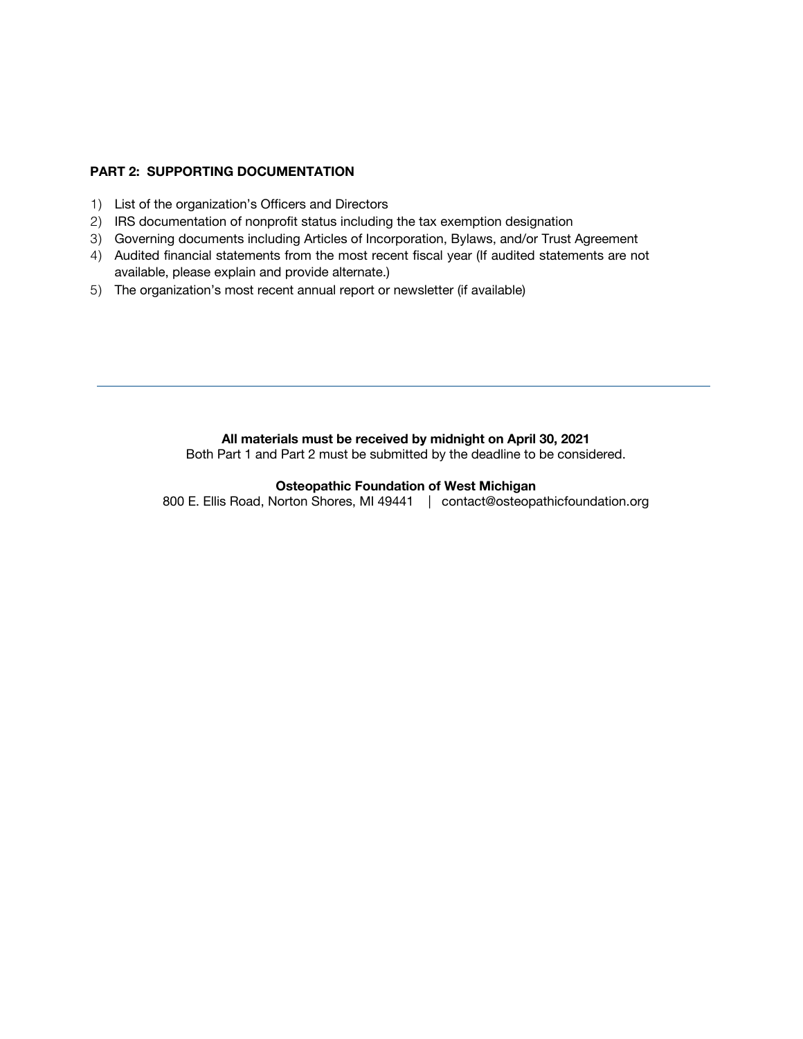**PART 2: SUPPORTING DOCUMENTATION**

1) List of the organization's Officers and Directors
2) IRS documentation of nonprofit status including the tax exemption designation
3) Governing documents including Articles of Incorporation, Bylaws, and/or Trust Agreement
4) Audited financial statements from the most recent fiscal year (If audited statements are not available, please explain and provide alternate.)
5) The organization's most recent annual report or newsletter (if available)

---

**All materials must be received by midnight on April 30, 2021**
Both Part 1 and Part 2 must be submitted by the deadline to be considered.

**Osteopathic Foundation of West Michigan**
800 E. Ellis Road, Norton Shores, MI 49441 | contact@osteopathicfoundation.org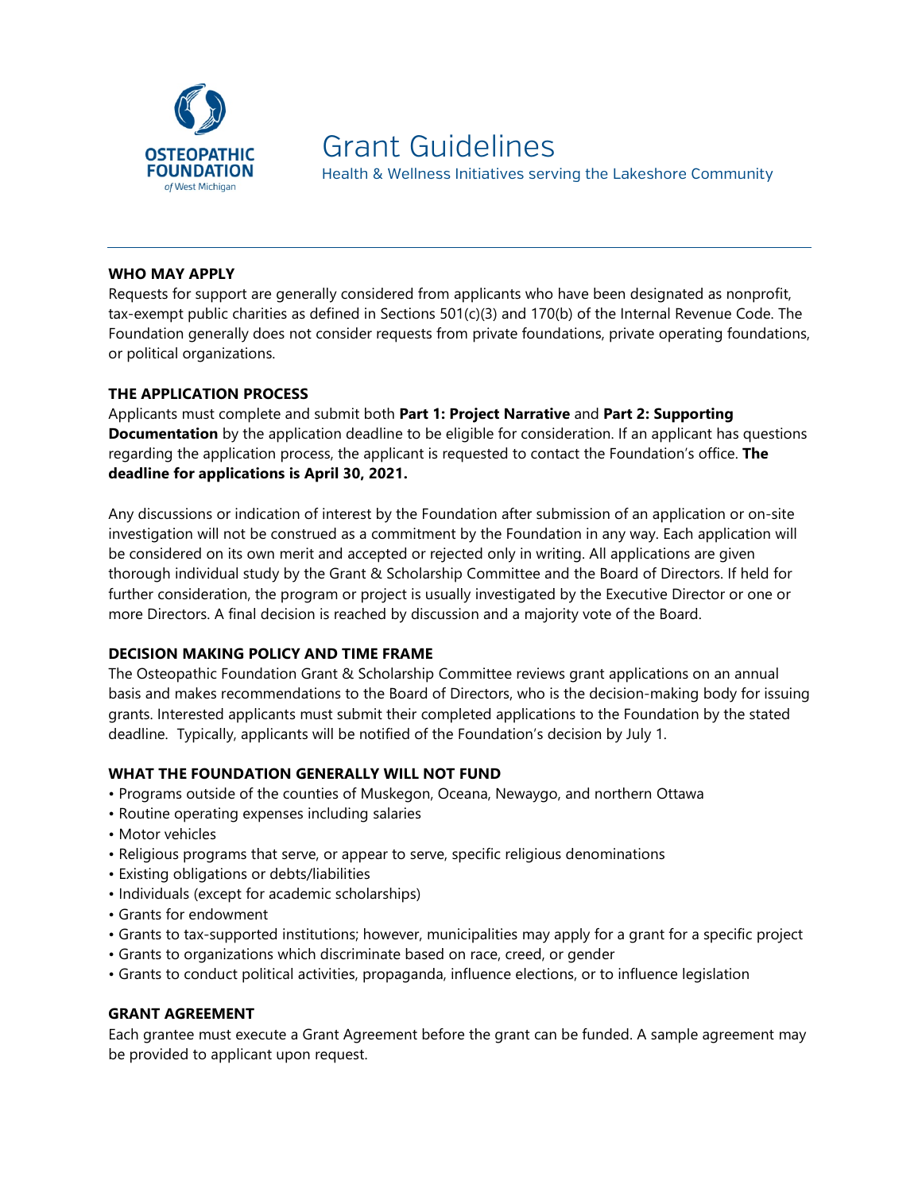OSTEOPATHIC FOUNDATION *of West Michigan*

# Grant Guidelines

Health & Wellness Initiatives serving the Lakeshore Community

---

**WHO MAY APPLY**

Requests for support are generally considered from applicants who have been designated as nonprofit, tax-exempt public charities as defined in Sections 501(c)(3) and 170(b) of the Internal Revenue Code. The Foundation generally does not consider requests from private foundations, private operating foundations, or political organizations.

**THE APPLICATION PROCESS**

Applicants must complete and submit both **Part 1: Project Narrative** and **Part 2: Supporting Documentation** by the application deadline to be eligible for consideration. If an applicant has questions regarding the application process, the applicant is requested to contact the Foundation's office. **The deadline for applications is April 30, 2021.**

Any discussions or indication of interest by the Foundation after submission of an application or on-site investigation will not be construed as a commitment by the Foundation in any way. Each application will be considered on its own merit and accepted or rejected only in writing. All applications are given thorough individual study by the Grant & Scholarship Committee and the Board of Directors. If held for further consideration, the program or project is usually investigated by the Executive Director or one or more Directors. A final decision is reached by discussion and a majority vote of the Board.

**DECISION MAKING POLICY AND TIME FRAME**

The Osteopathic Foundation Grant & Scholarship Committee reviews grant applications on an annual basis and makes recommendations to the Board of Directors, who is the decision-making body for issuing grants. Interested applicants must submit their completed applications to the Foundation by the stated deadline. Typically, applicants will be notified of the Foundation's decision by July 1.

**WHAT THE FOUNDATION GENERALLY WILL NOT FUND**

- Programs outside of the counties of Muskegon, Oceana, Newaygo, and northern Ottawa
- Routine operating expenses including salaries
- Motor vehicles
- Religious programs that serve, or appear to serve, specific religious denominations
- Existing obligations or debts/liabilities
- Individuals (except for academic scholarships)
- Grants for endowment
- Grants to tax-supported institutions; however, municipalities may apply for a grant for a specific project
- Grants to organizations which discriminate based on race, creed, or gender
- Grants to conduct political activities, propaganda, influence elections, or to influence legislation

**GRANT AGREEMENT**

Each grantee must execute a Grant Agreement before the grant can be funded. A sample agreement may be provided to applicant upon request.